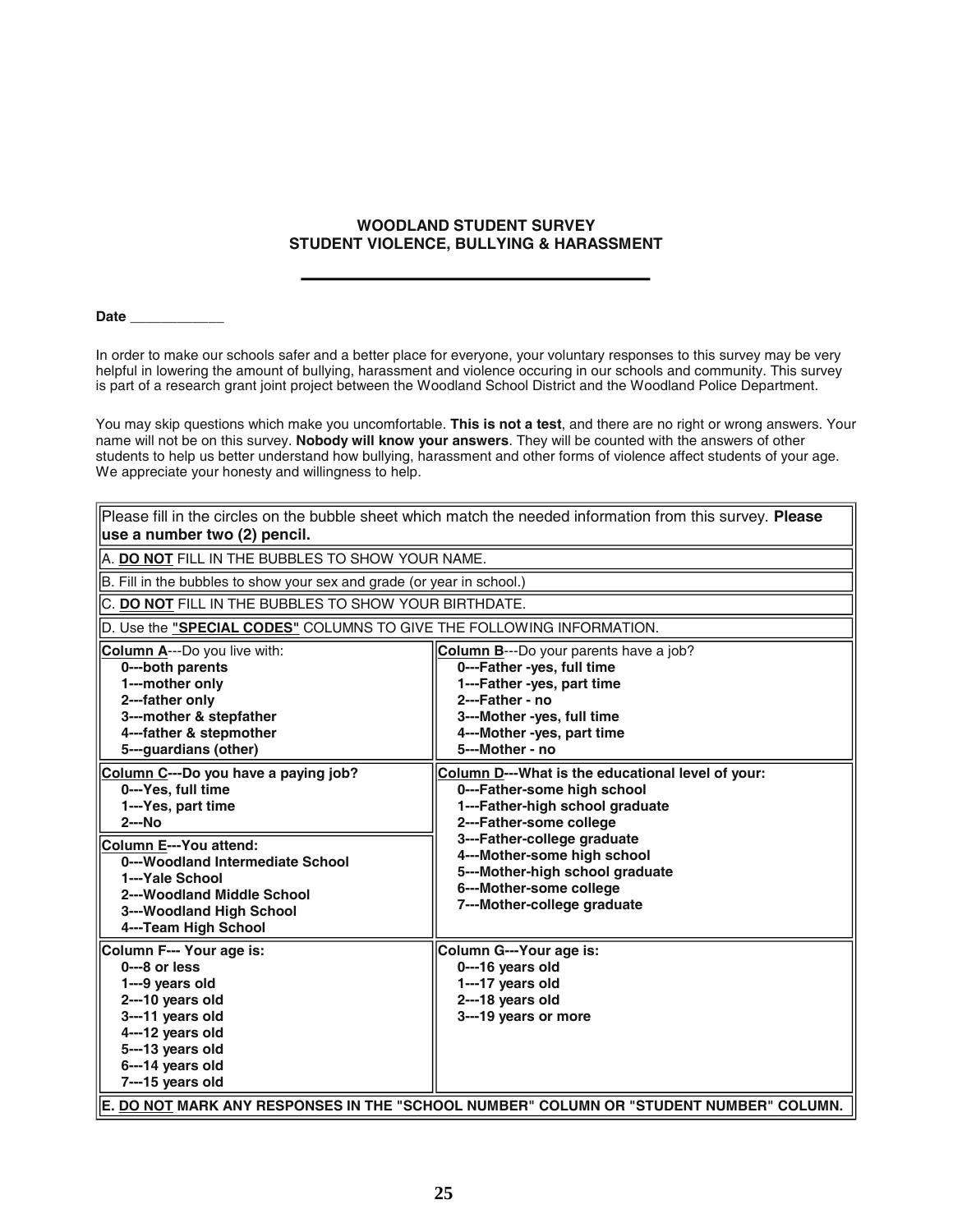# WOODLAND STUDENT SURVEY
## STUDENT VIOLENCE, BULLYING & HARASSMENT

**Date** ____________

In order to make our schools safer and a better place for everyone, your voluntary responses to this survey may be very helpful in lowering the amount of bullying, harassment and violence occuring in our schools and community. This survey is part of a research grant joint project between the Woodland School District and the Woodland Police Department.

You may skip questions which make you uncomfortable. **This is not a test**, and there are no right or wrong answers. Your name will not be on this survey. **Nobody will know your answers**. They will be counted with the answers of other students to help us better understand how bullying, harassment and other forms of violence affect students of your age. We appreciate your honesty and willingness to help.

Please fill in the circles on the bubble sheet which match the needed information from this survey. **Please use a number two (2) pencil.**

A. **DO NOT** FILL IN THE BUBBLES TO SHOW YOUR NAME.

B. Fill in the bubbles to show your sex and grade (or year in school.)

C. **DO NOT** FILL IN THE BUBBLES TO SHOW YOUR BIRTHDATE.

D. Use the "**SPECIAL CODES**" COLUMNS TO GIVE THE FOLLOWING INFORMATION.

**Column A**---Do you live with:
- **0---both parents**
- **1---mother only**
- **2---father only**
- **3---mother & stepfather**
- **4---father & stepmother**
- **5---guardians (other)**

**Column B**---Do your parents have a job?
- **0---Father -yes, full time**
- **1---Father -yes, part time**
- **2---Father - no**
- **3---Mother -yes, full time**
- **4---Mother -yes, part time**
- **5---Mother - no**

**Column C---Do you have a paying job?**
- **0---Yes, full time**
- **1---Yes, part time**
- **2---No**

**Column D---What is the educational level of your:**
- **0---Father-some high school**
- **1---Father-high school graduate**
- **2---Father-some college**
- **3---Father-college graduate**
- **4---Mother-some high school**
- **5---Mother-high school graduate**
- **6---Mother-some college**
- **7---Mother-college graduate**

**Column E---You attend:**
- **0---Woodland Intermediate School**
- **1---Yale School**
- **2---Woodland Middle School**
- **3---Woodland High School**
- **4---Team High School**

**Column F--- Your age is:**
- **0---8 or less**
- **1---9 years old**
- **2---10 years old**
- **3---11 years old**
- **4---12 years old**
- **5---13 years old**
- **6---14 years old**
- **7---15 years old**

**Column G---Your age is:**
- **0---16 years old**
- **1---17 years old**
- **2---18 years old**
- **3---19 years or more**

**E. DO NOT MARK ANY RESPONSES IN THE "SCHOOL NUMBER" COLUMN OR "STUDENT NUMBER" COLUMN.**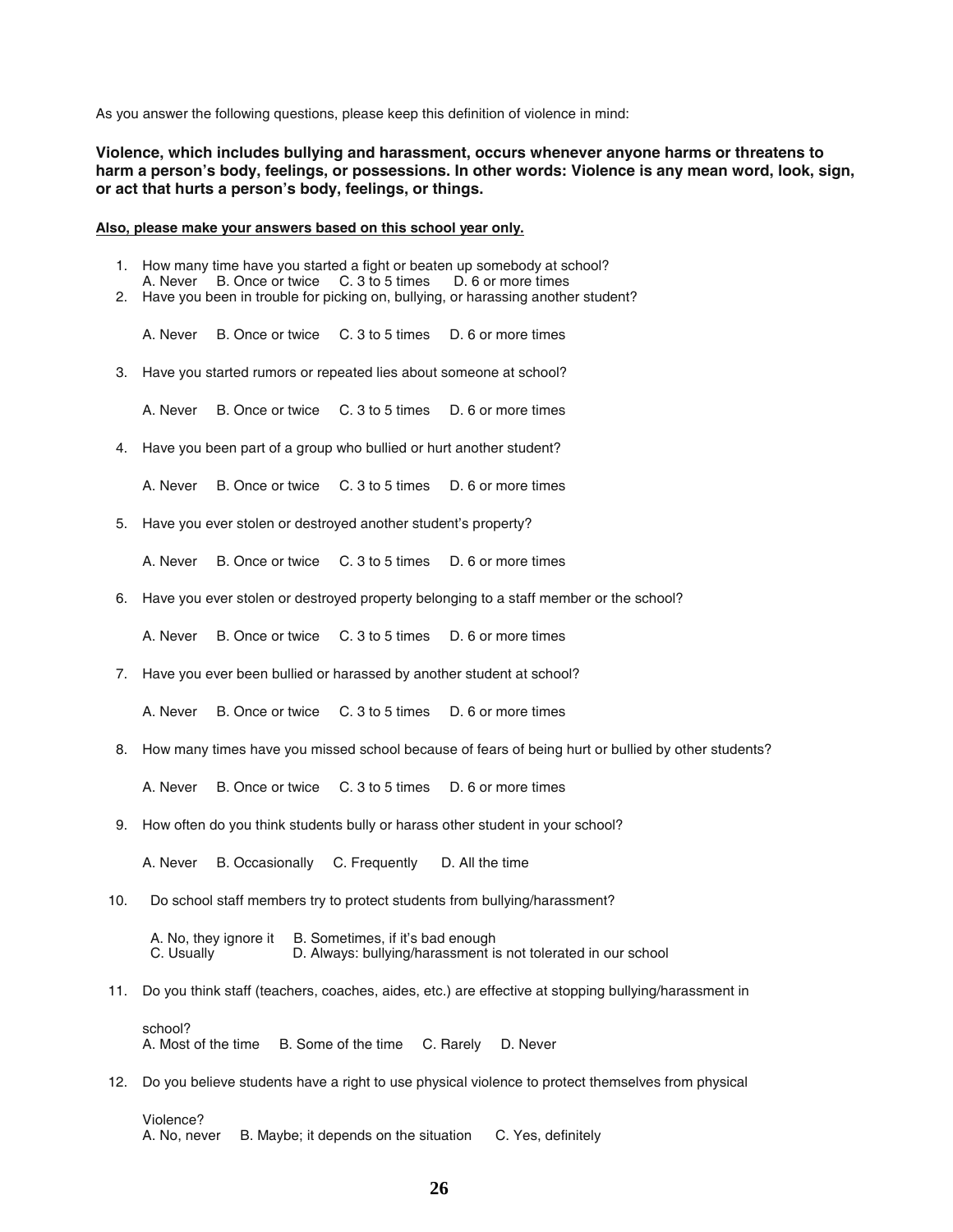As you answer the following questions, please keep this definition of violence in mind:

**Violence, which includes bullying and harassment, occurs whenever anyone harms or threatens to harm a person's body, feelings, or possessions. In other words: Violence is any mean word, look, sign, or act that hurts a person's body, feelings, or things.**

**Also, please make your answers based on this school year only.**

1. How many time have you started a fight or beaten up somebody at school?
   A. Never B. Once or twice C. 3 to 5 times D. 6 or more times
2. Have you been in trouble for picking on, bullying, or harassing another student?

   A. Never B. Once or twice C. 3 to 5 times D. 6 or more times

3. Have you started rumors or repeated lies about someone at school?

   A. Never B. Once or twice C. 3 to 5 times D. 6 or more times

4. Have you been part of a group who bullied or hurt another student?

   A. Never B. Once or twice C. 3 to 5 times D. 6 or more times

5. Have you ever stolen or destroyed another student's property?

   A. Never B. Once or twice C. 3 to 5 times D. 6 or more times

6. Have you ever stolen or destroyed property belonging to a staff member or the school?

   A. Never B. Once or twice C. 3 to 5 times D. 6 or more times

7. Have you ever been bullied or harassed by another student at school?

   A. Never B. Once or twice C. 3 to 5 times D. 6 or more times

8. How many times have you missed school because of fears of being hurt or bullied by other students?

   A. Never B. Once or twice C. 3 to 5 times D. 6 or more times

9. How often do you think students bully or harass other student in your school?

   A. Never B. Occasionally C. Frequently D. All the time

10. Do school staff members try to protect students from bullying/harassment?

    A. No, they ignore it B. Sometimes, if it's bad enough
    C. Usually D. Always: bullying/harassment is not tolerated in our school

11. Do you think staff (teachers, coaches, aides, etc.) are effective at stopping bullying/harassment in

    school?
    A. Most of the time B. Some of the time C. Rarely D. Never

12. Do you believe students have a right to use physical violence to protect themselves from physical

    Violence?
    A. No, never B. Maybe; it depends on the situation C. Yes, definitely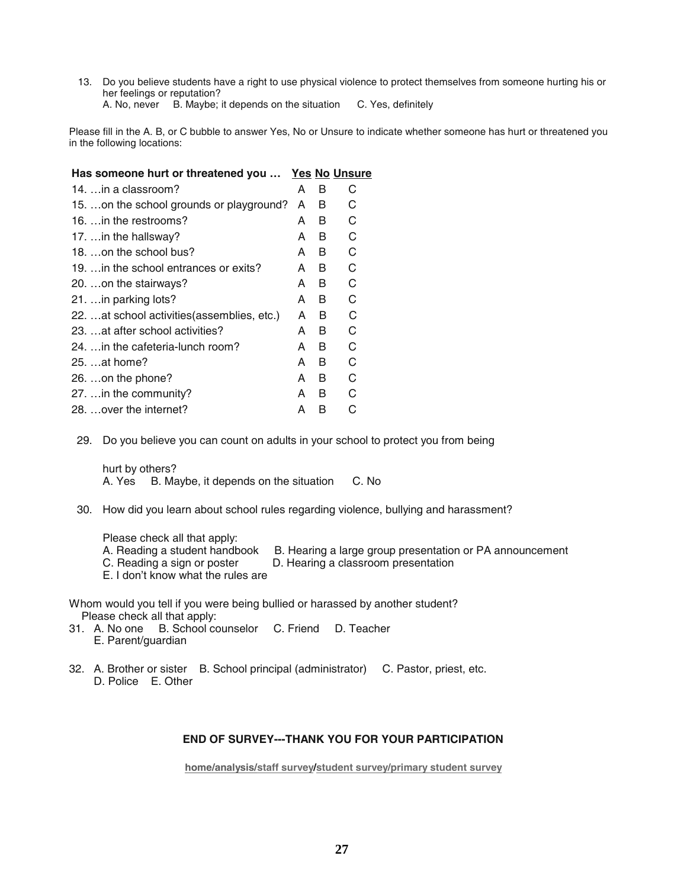13. Do you believe students have a right to use physical violence to protect themselves from someone hurting his or her feelings or reputation?
    A. No, never  B. Maybe; it depends on the situation  C. Yes, definitely

Please fill in the A. B, or C bubble to answer Yes, No or Unsure to indicate whether someone has hurt or threatened you in the following locations:

| **Has someone hurt or threatened you …** | **Yes** | **No** | **Unsure** |
|---|---|---|---|
| 14. …in a classroom? | A | B | C |
| 15. …on the school grounds or playground? | A | B | C |
| 16. …in the restrooms? | A | B | C |
| 17. …in the hallsway? | A | B | C |
| 18. …on the school bus? | A | B | C |
| 19. …in the school entrances or exits? | A | B | C |
| 20. …on the stairways? | A | B | C |
| 21. …in parking lots? | A | B | C |
| 22. …at school activities(assemblies, etc.) | A | B | C |
| 23. …at after school activities? | A | B | C |
| 24. …in the cafeteria-lunch room? | A | B | C |
| 25. …at home? | A | B | C |
| 26. …on the phone? | A | B | C |
| 27. …in the community? | A | B | C |
| 28. …over the internet? | A | B | C |

29. Do you believe you can count on adults in your school to protect you from being

    hurt by others?
    A. Yes  B. Maybe, it depends on the situation  C. No

30. How did you learn about school rules regarding violence, bullying and harassment?

    Please check all that apply:
    A. Reading a student handbook  B. Hearing a large group presentation or PA announcement
    C. Reading a sign or poster  D. Hearing a classroom presentation
    E. I don't know what the rules are

Whom would you tell if you were being bullied or harassed by another student?
Please check all that apply:

31. A. No one  B. School counselor  C. Friend  D. Teacher
    E. Parent/guardian

32. A. Brother or sister  B. School principal (administrator)  C. Pastor, priest, etc.
    D. Police  E. Other

**END OF SURVEY---THANK YOU FOR YOUR PARTICIPATION**

home/analysis/staff survey/student survey/primary student survey